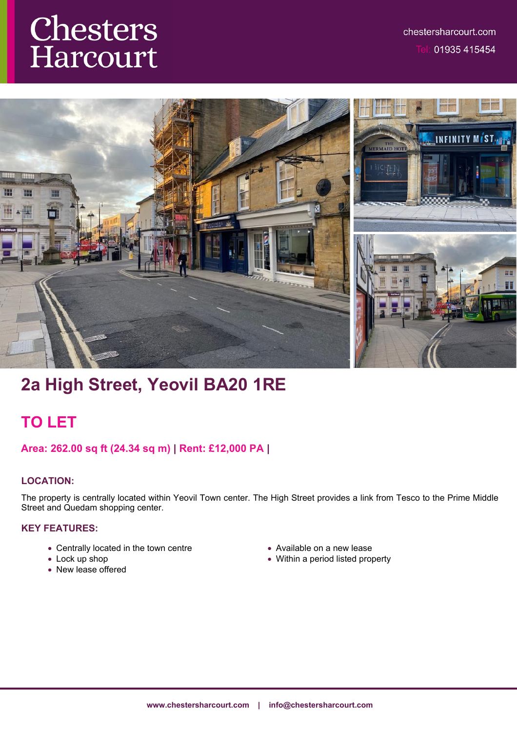Chesters Harcourt

chestersharcourt.com

Tel: 01935 415454

# 2a High Street, Yeovil BA20 1RE

## TO LET

**Area: 262.00 sq ft (24.34 sq m) | Rent: £12,000 PA |**

### LOCATION:

The property is centrally located within Yeovil Town center. The High Street provides a link from Tesco to the Prime Middle Street and Quedam shopping center.

### KEY FEATURES:

- Centrally located in the town centre
- Lock up shop
- New lease offered
- Available on a new lease
- Within a period listed property

www.chestersharcourt.com | info@chestersharcourt.com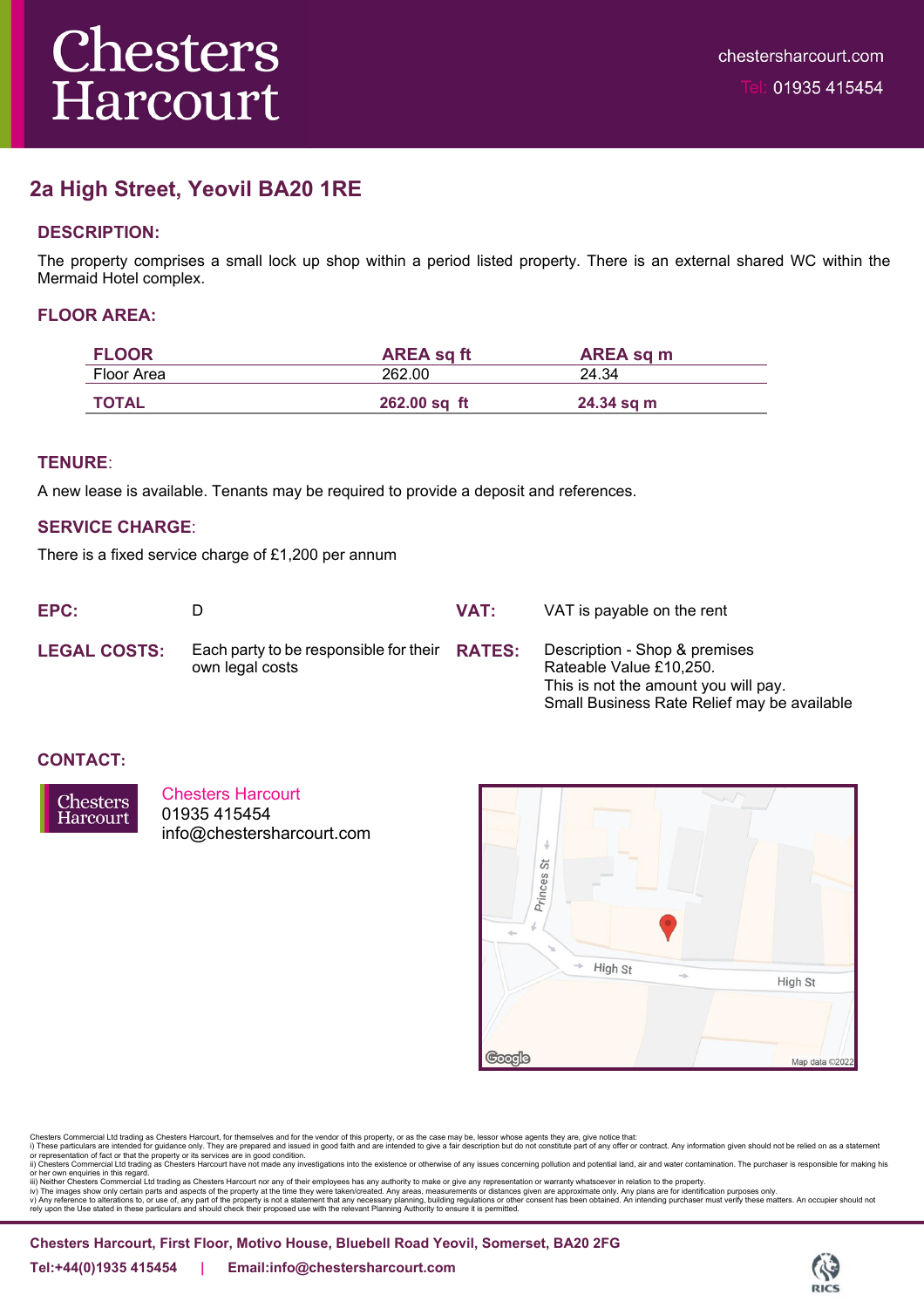# 2a High Street, Yeovil BA20 1RE

## DESCRIPTION:

The property comprises a small lock up shop within a period listed property. There is an external shared WC within the Mermaid Hotel complex.

## FLOOR AREA:

| FLOOR | AREA sq ft | AREA sq m |
|---|---|---|
| Floor Area | 262.00 | 24.34 |
| **TOTAL** | **262.00 sq ft** | **24.34 sq m** |

## TENURE:

A new lease is available. Tenants may be required to provide a deposit and references.

## SERVICE CHARGE:

There is a fixed service charge of £1,200 per annum

**EPC:** D

**VAT:** VAT is payable on the rent

**LEGAL COSTS:** Each party to be responsible for their own legal costs

**RATES:** Description - Shop & premises
Rateable Value £10,250.
This is not the amount you will pay.
Small Business Rate Relief may be available

## CONTACT:

Chesters Harcourt
01935 415454
info@chestersharcourt.com

Princes St
High St
High St
Google
Map data ©2022

Chesters Commercial Ltd trading as Chesters Harcourt, for themselves and for the vendor of this property, or as the case may be, lessor whose agents they are, give notice that:
i) These particulars are intended for guidance only. They are prepared and issued in good faith and are intended to give a fair description but do not constitute part of any offer or contract. Any information given should not be relied on as a statement or representation of fact or that the property or its services are in good condition.
ii) Chesters Commercial Ltd trading as Chesters Harcourt have not made any investigations into the existence or otherwise of any issues concerning pollution and potential land, air and water contamination. The purchaser is responsible for making his or her own enquiries in this regard.
iii) Neither Chesters Commercial Ltd trading as Chesters Harcourt nor any of their employees has any authority to make or give any representation or warranty whatsoever in relation to the property.
iv) The images show only certain parts and aspects of the property at the time they were taken/created. Any areas, measurements or distances given are approximate only. Any plans are for identification purposes only.
v) Any reference to alterations to, or use of, any part of the property is not a statement that any necessary planning, building regulations or other consent has been obtained. An intending purchaser must verify these matters. An occupier should not rely upon the Use stated in these particulars and should check their proposed use with the relevant Planning Authority to ensure it is permitted.